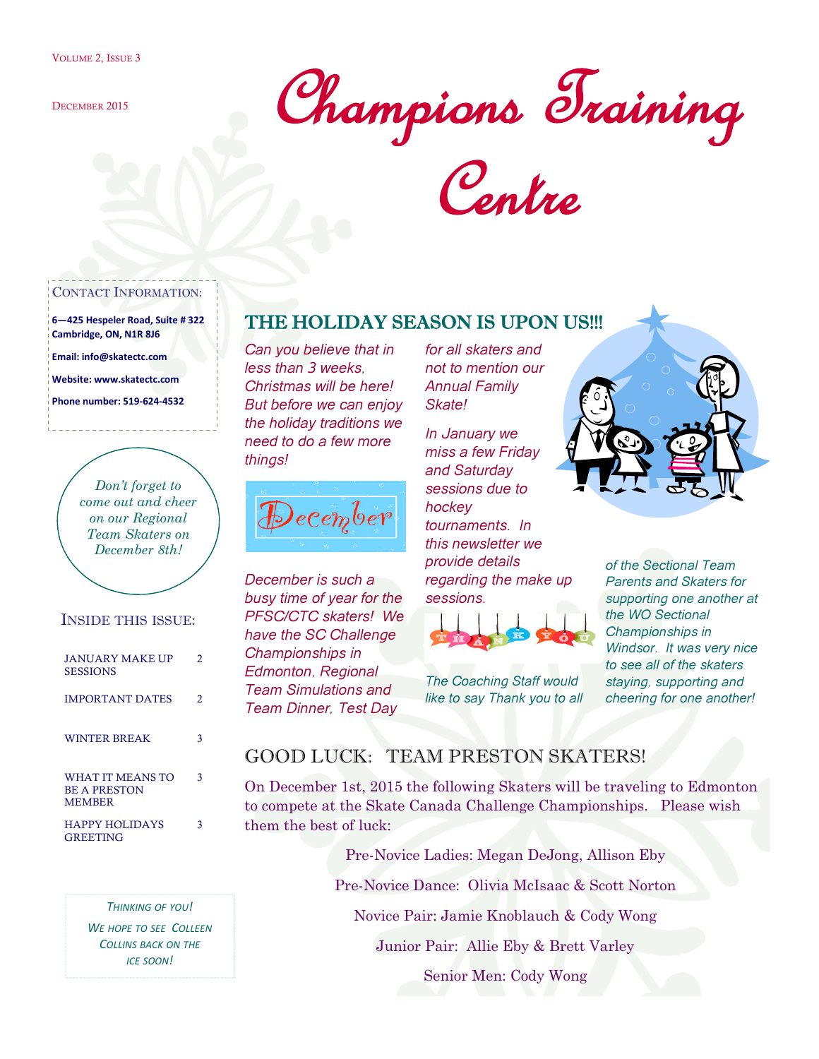Volume 2, Issue 3

December 2015

# Champions Training Centre

Contact Information:

**6—425 Hespeler Road, Suite # 322**
**Cambridge, ON, N1R 8J6**

**Email: info@skatectc.com**

**Website: www.skatectc.com**

**Phone number: 519-624-4532**

*Don't forget to come out and cheer on our Regional Team Skaters on December 8th!*

Inside this issue:

| | |
|---|---|
| January Make Up Sessions | 2 |
| Important Dates | 2 |
| Winter Break | 3 |
| What it means to be a Preston Member | 3 |
| Happy Holidays Greeting | 3 |

*Thinking of you!*
*We hope to see Colleen Collins back on the ice soon!*

## THE HOLIDAY SEASON IS UPON US!!!

*Can you believe that in less than 3 weeks, Christmas will be here! But before we can enjoy the holiday traditions we need to do a few more things!*

December

*December is such a busy time of year for the PFSC/CTC skaters! We have the SC Challenge Championships in Edmonton, Regional Team Simulations and Team Dinner, Test Day for all skaters and not to mention our Annual Family Skate!*

*In January we miss a few Friday and Saturday sessions due to hockey tournaments. In this newsletter we provide details regarding the make up sessions.*

THANK YOU

*The Coaching Staff would like to say Thank you to all of the Sectional Team Parents and Skaters for supporting one another at the WO Sectional Championships in Windsor. It was very nice to see all of the skaters staying, supporting and cheering for one another!*

## Good Luck: Team Preston Skaters!

On December 1st, 2015 the following Skaters will be traveling to Edmonton to compete at the Skate Canada Challenge Championships. Please wish them the best of luck:

Pre-Novice Ladies: Megan DeJong, Allison Eby

Pre-Novice Dance: Olivia McIsaac & Scott Norton

Novice Pair: Jamie Knoblauch & Cody Wong

Junior Pair: Allie Eby & Brett Varley

Senior Men: Cody Wong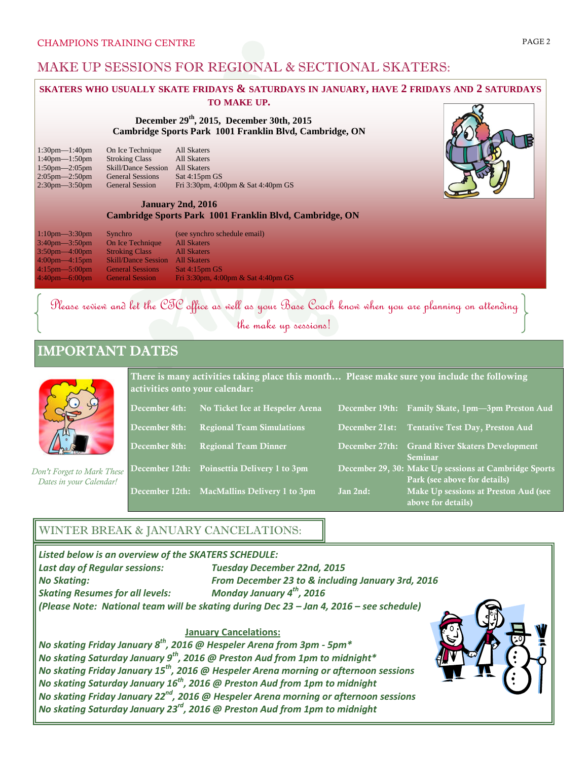CHAMPIONS TRAINING CENTRE

# MAKE UP SESSIONS FOR REGIONAL & SECTIONAL SKATERS:

**SKATERS WHO USUALLY SKATE FRIDAYS & SATURDAYS IN JANUARY, HAVE 2 FRIDAYS AND 2 SATURDAYS TO MAKE UP.**

**December 29th, 2015, December 30th, 2015**
**Cambridge Sports Park 1001 Franklin Blvd, Cambridge, ON**

| | | |
|---|---|---|
| 1:30pm—1:40pm | On Ice Technique | All Skaters |
| 1:40pm—1:50pm | Stroking Class | All Skaters |
| 1:50pm—2:05pm | Skill/Dance Session | All Skaters |
| 2:05pm—2:50pm | General Sessions | Sat 4:15pm GS |
| 2:30pm—3:50pm | General Session | Fri 3:30pm, 4:00pm & Sat 4:40pm GS |

**January 2nd, 2016**
**Cambridge Sports Park 1001 Franklin Blvd, Cambridge, ON**

| | | |
|---|---|---|
| 1:10pm—3:30pm | Synchro | (see synchro schedule email) |
| 3:40pm—3:50pm | On Ice Technique | All Skaters |
| 3:50pm—4:00pm | Stroking Class | All Skaters |
| 4:00pm—4:15pm | Skill/Dance Session | All Skaters |
| 4:15pm—5:00pm | General Sessions | Sat 4:15pm GS |
| 4:40pm—6:00pm | General Session | Fri 3:30pm, 4:00pm & Sat 4:40pm GS |

*Please review and let the CTC office as well as your Base Coach know when you are planning on attending the make up sessions!*

## IMPORTANT DATES

*Don't Forget to Mark These Dates in your Calendar!*

**There is many activities taking place this month… Please make sure you include the following activities onto your calendar:**

| | | | |
|---|---|---|---|
| December 4th: | No Ticket Ice at Hespeler Arena | December 19th: | Family Skate, 1pm—3pm Preston Aud |
| December 8th: | Regional Team Simulations | December 21st: | Tentative Test Day, Preston Aud |
| December 8th: | Regional Team Dinner | December 27th: | Grand River Skaters Development Seminar |
| December 12th: | Poinsettia Delivery 1 to 3pm | December 29, 30: | Make Up sessions at Cambridge Sports Park (see above for details) |
| December 12th: | MacMallins Delivery 1 to 3pm | Jan 2nd: | Make Up sessions at Preston Aud (see above for details) |

## WINTER BREAK & JANUARY CANCELATIONS:

***Listed below is an overview of the SKATERS SCHEDULE:***

| | |
|---|---|
| ***Last day of Regular sessions:*** | ***Tuesday December 22nd, 2015*** |
| ***No Skating:*** | ***From December 23 to & including January 3rd, 2016*** |
| ***Skating Resumes for all levels:*** | ***Monday January 4th, 2016*** |

***(Please Note: National team will be skating during Dec 23 – Jan 4, 2016 – see schedule)***

**January Cancelations:**

***No skating Friday January 8th, 2016 @ Hespeler Arena from 3pm - 5pm****
***No skating Saturday January 9th, 2016 @ Preston Aud from 1pm to midnight****
***No skating Friday January 15th, 2016 @ Hespeler Arena morning or afternoon sessions***
***No skating Saturday January 16th, 2016 @ Preston Aud from 1pm to midnight***
***No skating Friday January 22nd, 2016 @ Hespeler Arena morning or afternoon sessions***
***No skating Saturday January 23rd, 2016 @ Preston Aud from 1pm to midnight***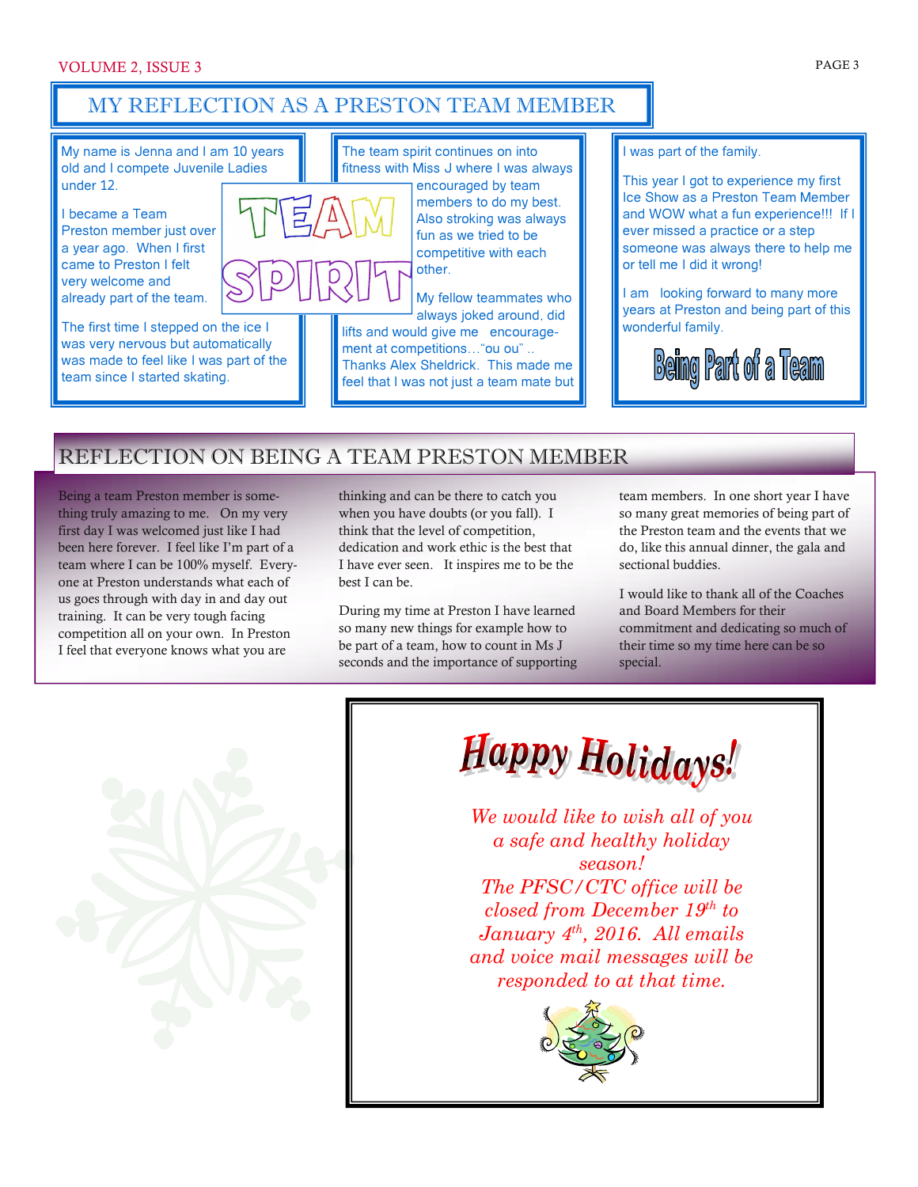## MY REFLECTION AS A PRESTON TEAM MEMBER

My name is Jenna and I am 10 years old and I compete Juvenile Ladies under 12.

I became a Team Preston member just over a year ago. When I first came to Preston I felt very welcome and already part of the team.

The first time I stepped on the ice I was very nervous but automatically was made to feel like I was part of the team since I started skating.

TEAM SPIRIT

The team spirit continues on into fitness with Miss J where I was always encouraged by team members to do my best. Also stroking was always fun as we tried to be competitive with each other.

My fellow teammates who always joked around, did lifts and would give me encouragement at competitions…"ou ou" .. Thanks Alex Sheldrick. This made me feel that I was not just a team mate but I was part of the family.

This year I got to experience my first Ice Show as a Preston Team Member and WOW what a fun experience!!! If I ever missed a practice or a step someone was always there to help me or tell me I did it wrong!

I am looking forward to many more years at Preston and being part of this wonderful family.

Being Part of a Team

## REFLECTION ON BEING A TEAM PRESTON MEMBER

Being a team Preston member is something truly amazing to me. On my very first day I was welcomed just like I had been here forever. I feel like I'm part of a team where I can be 100% myself. Everyone at Preston understands what each of us goes through with day in and day out training. It can be very tough facing competition all on your own. In Preston I feel that everyone knows what you are thinking and can be there to catch you when you have doubts (or you fall). I think that the level of competition, dedication and work ethic is the best that I have ever seen. It inspires me to be the best I can be.

During my time at Preston I have learned so many new things for example how to be part of a team, how to count in Ms J seconds and the importance of supporting team members. In one short year I have so many great memories of being part of the Preston team and the events that we do, like this annual dinner, the gala and sectional buddies.

I would like to thank all of the Coaches and Board Members for their commitment and dedicating so much of their time so my time here can be so special.

## Happy Holidays!

*We would like to wish all of you a safe and healthy holiday season!*
*The PFSC/CTC office will be closed from December 19th to January 4th, 2016. All emails and voice mail messages will be responded to at that time.*